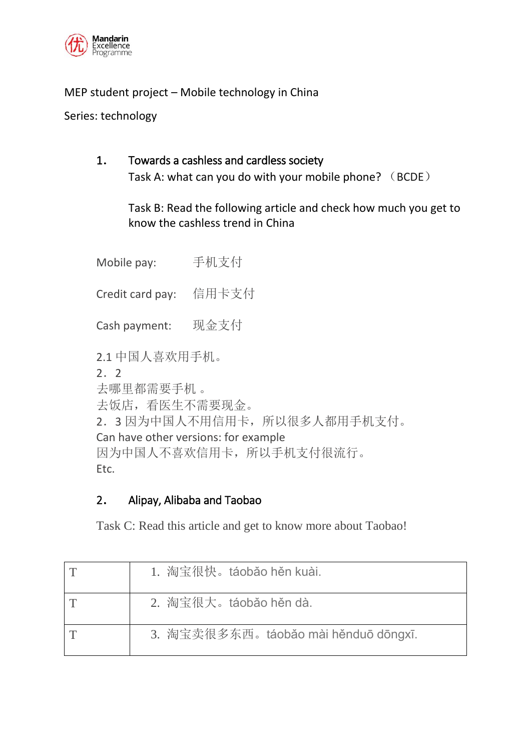Mandarin Excellence Programme

MEP student project – Mobile technology in China

Series: technology

1. **Towards a cashless and cardless society**

   Task A: what can you do with your mobile phone? （BCDE）

   Task B: Read the following article and check how much you get to know the cashless trend in China

Mobile pay: 手机支付

Credit card pay: 信用卡支付

Cash payment: 现金支付

2.1 中国人喜欢用手机。

2．2

去哪里都需要手机 。

去饭店，看医生不需要现金。

2．3 因为中国人不用信用卡，所以很多人都用手机支付。

Can have other versions: for example

因为中国人不喜欢信用卡，所以手机支付很流行。

Etc.

2. **Alipay, Alibaba and Taobao**

Task C: Read this article and get to know more about Taobao!

| | |
|---|---|
| T | 1. 淘宝很快。táobǎo hěn kuài. |
| T | 2. 淘宝很大。táobǎo hěn dà. |
| T | 3. 淘宝卖很多东西。táobǎo mài hěnduō dōngxī. |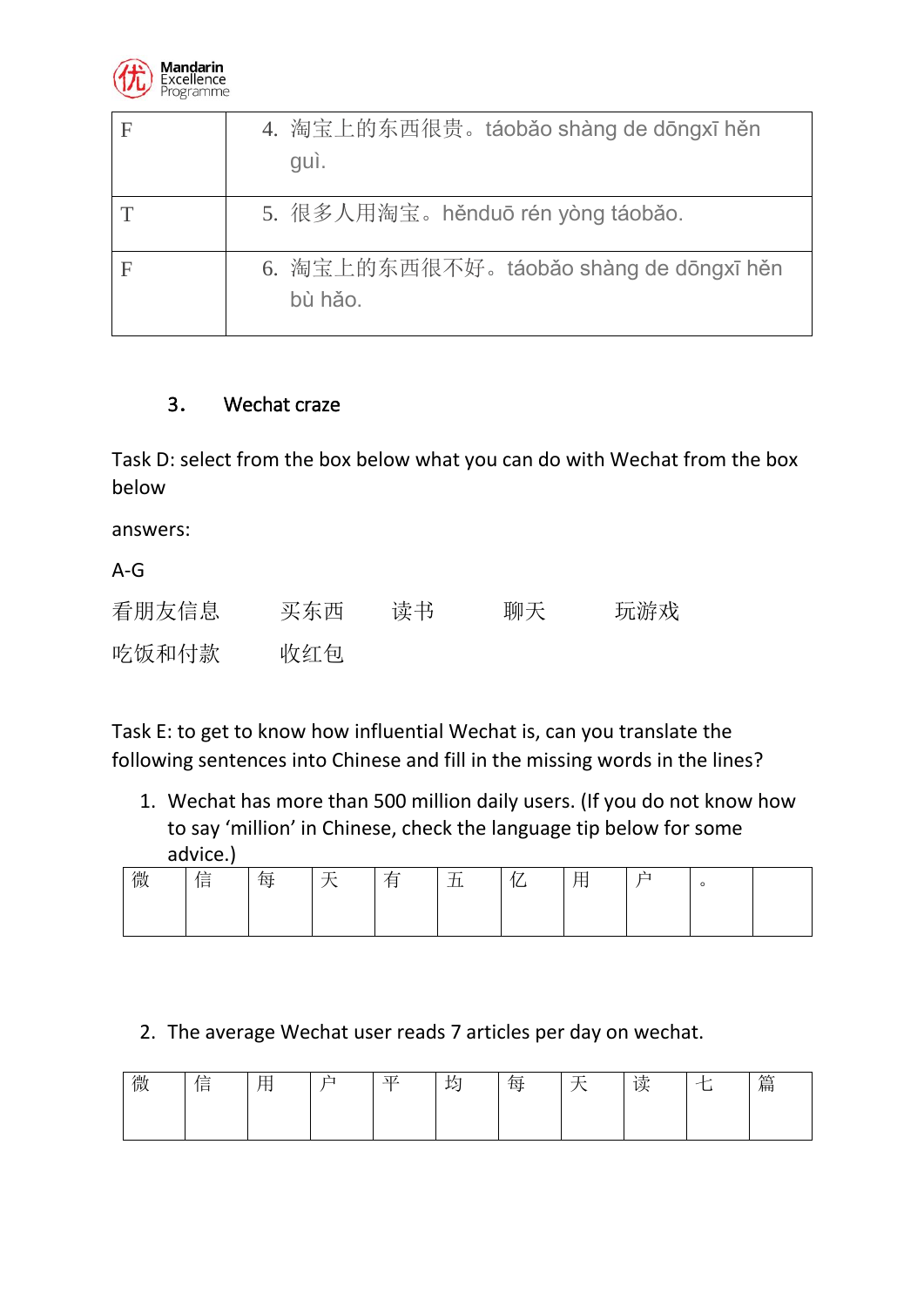| F | 4. 淘宝上的东西很贵。táobǎo shàng de dōngxī hěn guì. |
|---|---|
| T | 5. 很多人用淘宝。hěnduō rén yòng táobǎo. |
| F | 6. 淘宝上的东西很不好。táobǎo shàng de dōngxī hěn bù hǎo. |

3. Wechat craze

Task D: select from the box below what you can do with Wechat from the box below

answers:

A-G

看朋友信息　　买东西　　读书　　聊天　　玩游戏

吃饭和付款　　收红包

Task E: to get to know how influential Wechat is, can you translate the following sentences into Chinese and fill in the missing words in the lines?

1. Wechat has more than 500 million daily users. (If you do not know how to say ‘million’ in Chinese, check the language tip below for some advice.)

| 微 | 信 | 每 | 天 | 有 | 五 | 亿 | 用 | 户 | 。 | |
|---|---|---|---|---|---|---|---|---|---|---|

2. The average Wechat user reads 7 articles per day on wechat.

| 微 | 信 | 用 | 户 | 平 | 均 | 每 | 天 | 读 | 七 | 篇 |
|---|---|---|---|---|---|---|---|---|---|---|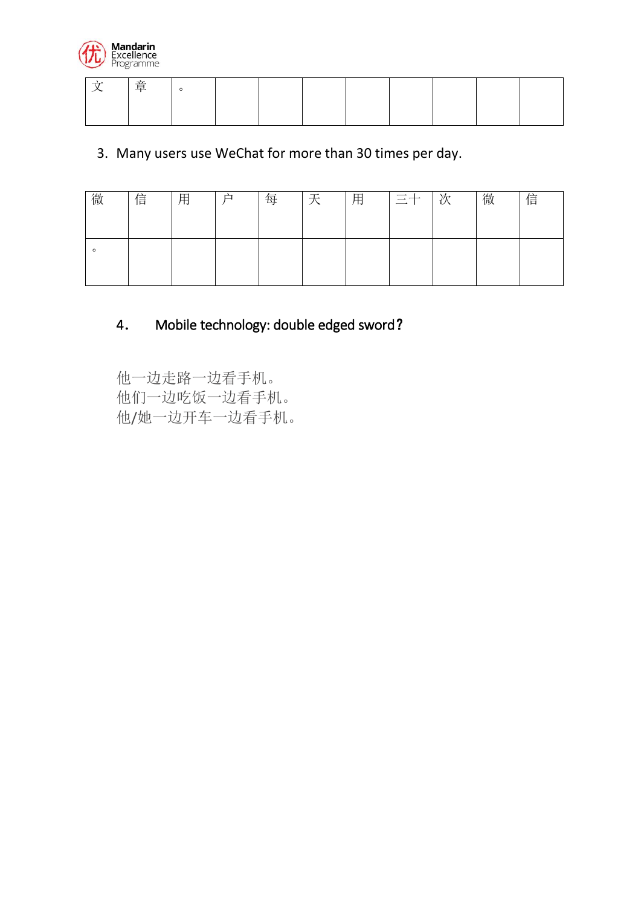| | | | | | | | | | | |
|---|---|---|---|---|---|---|---|---|---|---|
| 文 | 章 | 。 | | | | | | | | |

3. Many users use WeChat for more than 30 times per day.

| | | | | | | | | | | |
|---|---|---|---|---|---|---|---|---|---|---|
| 微 | 信 | 用 | 户 | 每 | 天 | 用 | 三十 | 次 | 微 | 信 |
| 。 | | | | | | | | | | |

4. Mobile technology: double edged sword？

他一边走路一边看手机。
他们一边吃饭一边看手机。
他/她一边开车一边看手机。